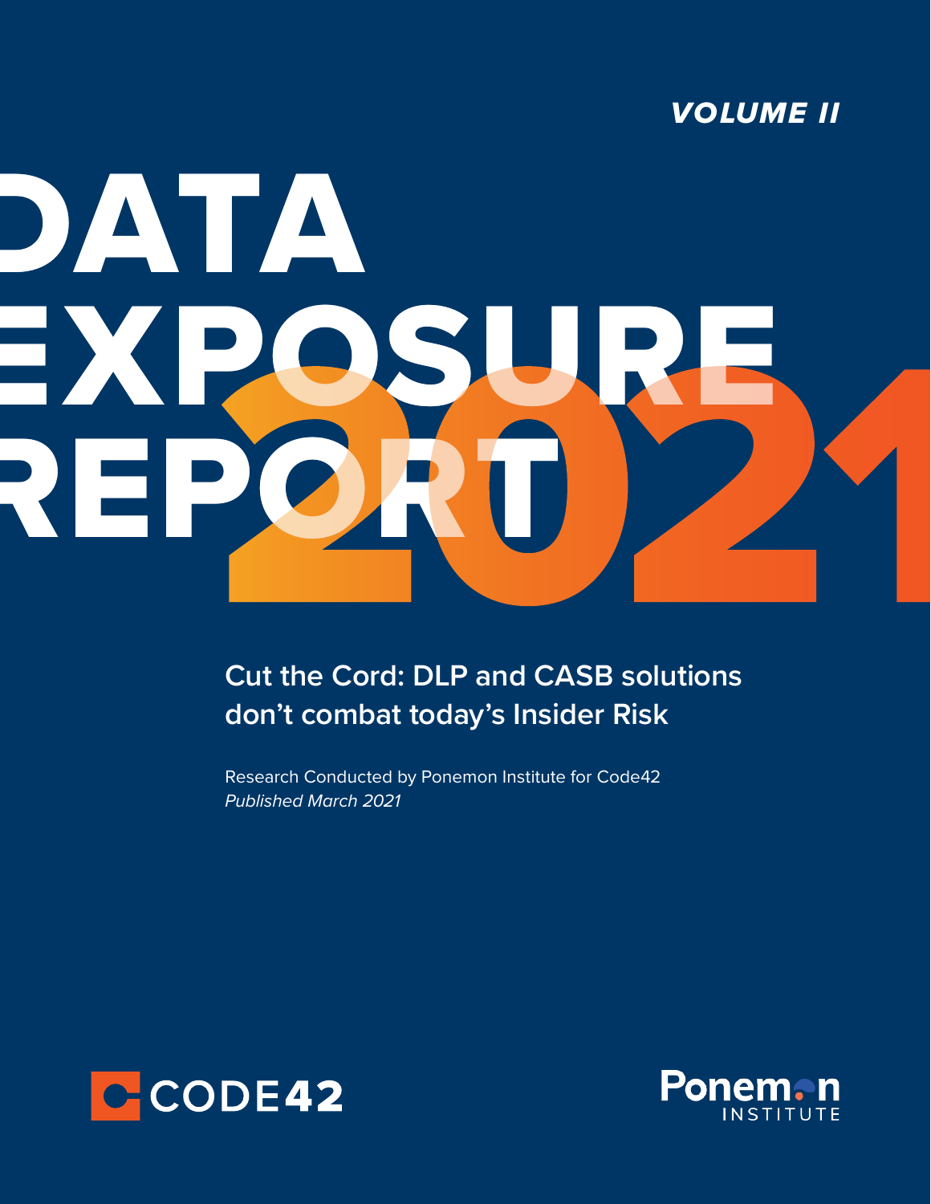*VOLUME II*

# DATA EXPOSURE REPORT 2021

## Cut the Cord: DLP and CASB solutions don't combat today's Insider Risk

Research Conducted by Ponemon Institute for Code42

*Published March 2021*

CODE42

Ponemon INSTITUTE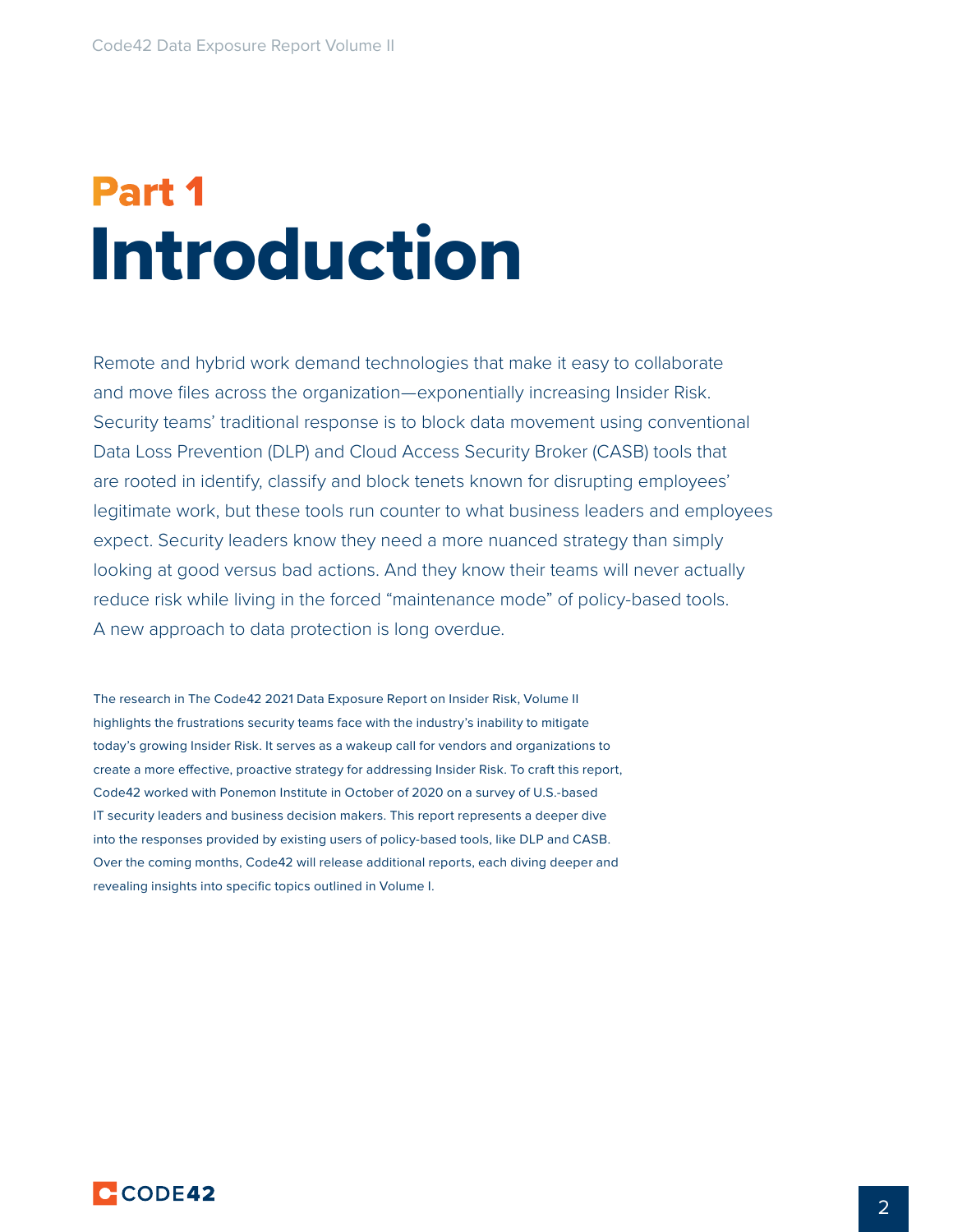# Part 1
# Introduction

Remote and hybrid work demand technologies that make it easy to collaborate and move files across the organization—exponentially increasing Insider Risk. Security teams' traditional response is to block data movement using conventional Data Loss Prevention (DLP) and Cloud Access Security Broker (CASB) tools that are rooted in identify, classify and block tenets known for disrupting employees' legitimate work, but these tools run counter to what business leaders and employees expect. Security leaders know they need a more nuanced strategy than simply looking at good versus bad actions. And they know their teams will never actually reduce risk while living in the forced "maintenance mode" of policy-based tools. A new approach to data protection is long overdue.

The research in The Code42 2021 Data Exposure Report on Insider Risk, Volume II highlights the frustrations security teams face with the industry's inability to mitigate today's growing Insider Risk. It serves as a wakeup call for vendors and organizations to create a more effective, proactive strategy for addressing Insider Risk. To craft this report, Code42 worked with Ponemon Institute in October of 2020 on a survey of U.S.-based IT security leaders and business decision makers. This report represents a deeper dive into the responses provided by existing users of policy-based tools, like DLP and CASB. Over the coming months, Code42 will release additional reports, each diving deeper and revealing insights into specific topics outlined in Volume I.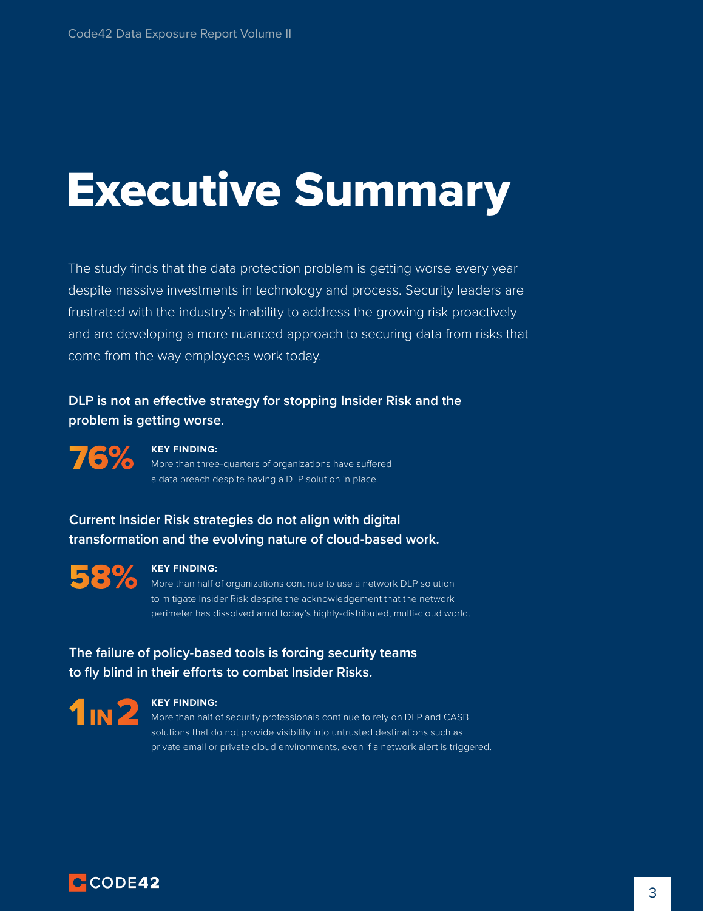# Executive Summary

The study finds that the data protection problem is getting worse every year despite massive investments in technology and process. Security leaders are frustrated with the industry's inability to address the growing risk proactively and are developing a more nuanced approach to securing data from risks that come from the way employees work today.

**DLP is not an effective strategy for stopping Insider Risk and the problem is getting worse.**

**76%**

**KEY FINDING:**
More than three-quarters of organizations have suffered a data breach despite having a DLP solution in place.

**Current Insider Risk strategies do not align with digital transformation and the evolving nature of cloud-based work.**

**58%**

**KEY FINDING:**
More than half of organizations continue to use a network DLP solution to mitigate Insider Risk despite the acknowledgement that the network perimeter has dissolved amid today's highly-distributed, multi-cloud world.

**The failure of policy-based tools is forcing security teams to fly blind in their efforts to combat Insider Risks.**

**1 IN 2**

**KEY FINDING:**
More than half of security professionals continue to rely on DLP and CASB solutions that do not provide visibility into untrusted destinations such as private email or private cloud environments, even if a network alert is triggered.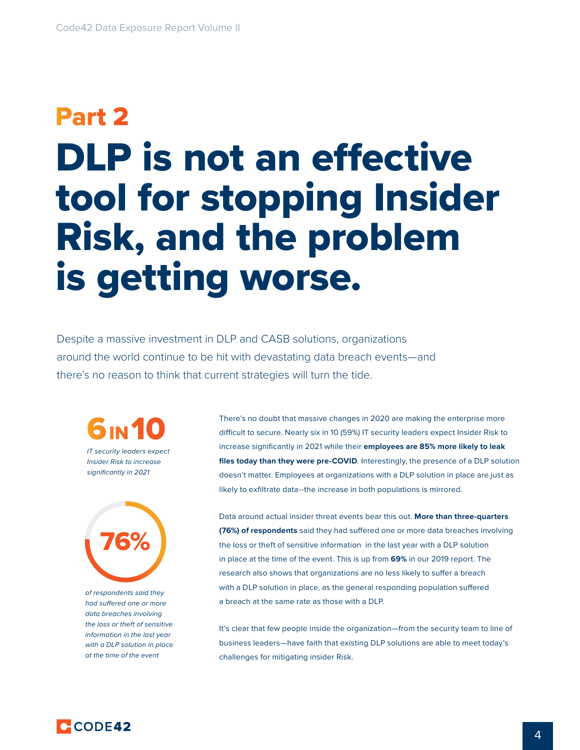## Part 2

# DLP is not an effective tool for stopping Insider Risk, and the problem is getting worse.

Despite a massive investment in DLP and CASB solutions, organizations around the world continue to be hit with devastating data breach events—and there's no reason to think that current strategies will turn the tide.

**6 IN 10**

*IT security leaders expect Insider Risk to increase significantly in 2021*

**76%**

*of respondents said they had suffered one or more data breaches involving the loss or theft of sensitive information in the last year with a DLP solution in place at the time of the event*

There's no doubt that massive changes in 2020 are making the enterprise more difficult to secure. Nearly six in 10 (59%) IT security leaders expect Insider Risk to increase significantly in 2021 while their **employees are 85% more likely to leak files today than they were pre-COVID**. Interestingly, the presence of a DLP solution doesn't matter. Employees at organizations with a DLP solution in place are just as likely to exfiltrate data--the increase in both populations is mirrored.

Data around actual insider threat events bear this out. **More than three-quarters (76%) of respondents** said they had suffered one or more data breaches involving the loss or theft of sensitive information in the last year with a DLP solution in place at the time of the event. This is up from **69%** in our 2019 report. The research also shows that organizations are no less likely to suffer a breach with a DLP solution in place, as the general responding population suffered a breach at the same rate as those with a DLP.

It's clear that few people inside the organization—from the security team to line of business leaders—have faith that existing DLP solutions are able to meet today's challenges for mitigating insider Risk.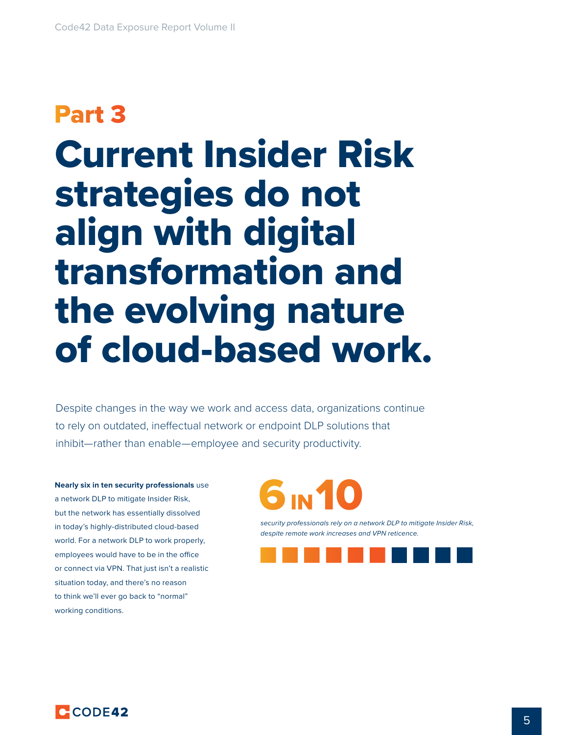## Part 3

# Current Insider Risk strategies do not align with digital transformation and the evolving nature of cloud-based work.

Despite changes in the way we work and access data, organizations continue to rely on outdated, ineffectual network or endpoint DLP solutions that inhibit—rather than enable—employee and security productivity.

**Nearly six in ten security professionals** use a network DLP to mitigate Insider Risk, but the network has essentially dissolved in today's highly-distributed cloud-based world. For a network DLP to work properly, employees would have to be in the office or connect via VPN. That just isn't a realistic situation today, and there's no reason to think we'll ever go back to "normal" working conditions.

**6 IN 10**

*security professionals rely on a network DLP to mitigate Insider Risk, despite remote work increases and VPN reticence.*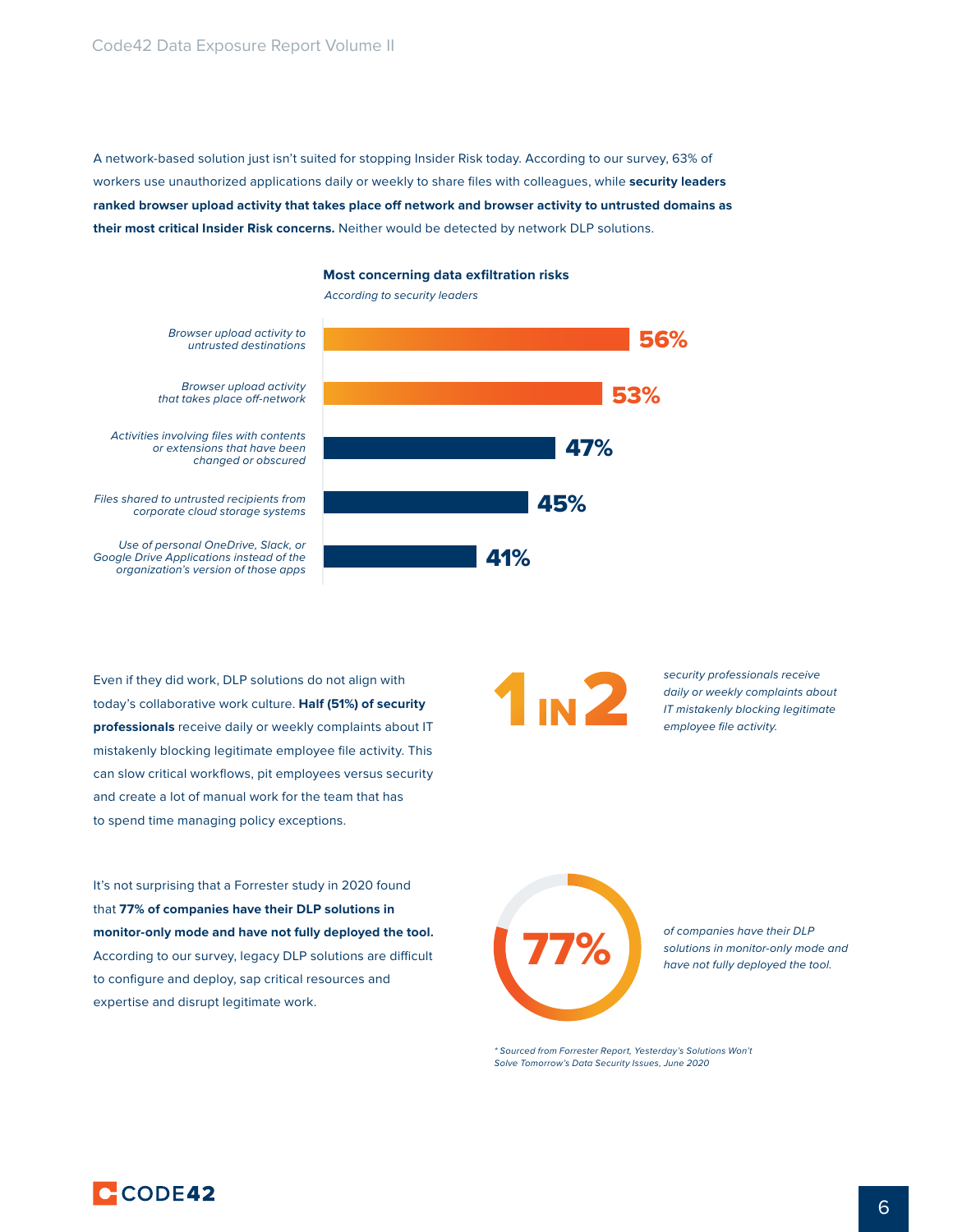A network-based solution just isn't suited for stopping Insider Risk today. According to our survey, 63% of workers use unauthorized applications daily or weekly to share files with colleagues, while **security leaders ranked browser upload activity that takes place off network and browser activity to untrusted domains as their most critical Insider Risk concerns.** Neither would be detected by network DLP solutions.

**Most concerning data exfiltration risks**

*According to security leaders*

| Risk | Percentage |
| --- | --- |
| *Browser upload activity to untrusted destinations* | 56% |
| *Browser upload activity that takes place off-network* | 53% |
| *Activities involving files with contents or extensions that have been changed or obscured* | 47% |
| *Files shared to untrusted recipients from corporate cloud storage systems* | 45% |
| *Use of personal OneDrive, Slack, or Google Drive Applications instead of the organization's version of those apps* | 41% |

Even if they did work, DLP solutions do not align with today's collaborative work culture. **Half (51%) of security professionals** receive daily or weekly complaints about IT mistakenly blocking legitimate employee file activity. This can slow critical workflows, pit employees versus security and create a lot of manual work for the team that has to spend time managing policy exceptions.

**1 IN 2** *security professionals receive daily or weekly complaints about IT mistakenly blocking legitimate employee file activity.*

It's not surprising that a Forrester study in 2020 found that **77% of companies have their DLP solutions in monitor-only mode and have not fully deployed the tool.** According to our survey, legacy DLP solutions are difficult to configure and deploy, sap critical resources and expertise and disrupt legitimate work.

**77%** *of companies have their DLP solutions in monitor-only mode and have not fully deployed the tool.*

*\* Sourced from Forrester Report, Yesterday's Solutions Won't Solve Tomorrow's Data Security Issues, June 2020*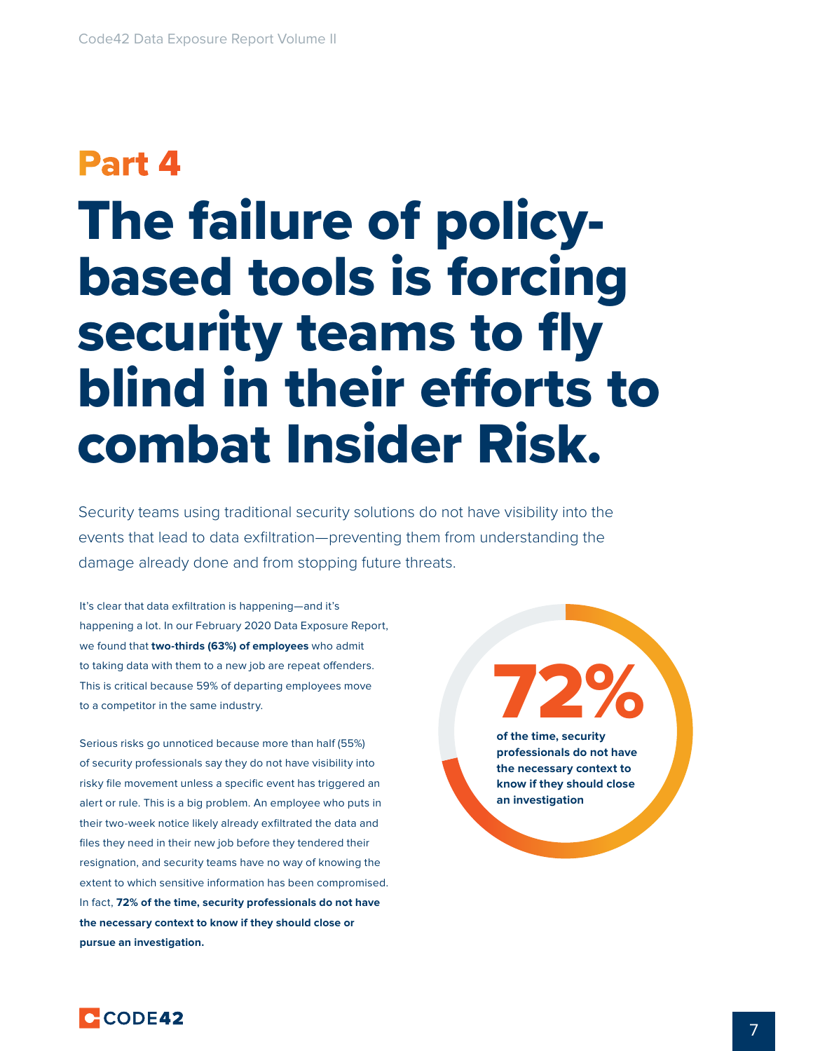## Part 4

# The failure of policy-based tools is forcing security teams to fly blind in their efforts to combat Insider Risk.

Security teams using traditional security solutions do not have visibility into the events that lead to data exfiltration—preventing them from understanding the damage already done and from stopping future threats.

It's clear that data exfiltration is happening—and it's happening a lot. In our February 2020 Data Exposure Report, we found that **two-thirds (63%) of employees** who admit to taking data with them to a new job are repeat offenders. This is critical because 59% of departing employees move to a competitor in the same industry.

Serious risks go unnoticed because more than half (55%) of security professionals say they do not have visibility into risky file movement unless a specific event has triggered an alert or rule. This is a big problem. An employee who puts in their two-week notice likely already exfiltrated the data and files they need in their new job before they tendered their resignation, and security teams have no way of knowing the extent to which sensitive information has been compromised. In fact, **72% of the time, security professionals do not have the necessary context to know if they should close or pursue an investigation.**

**72%**

**of the time, security professionals do not have the necessary context to know if they should close an investigation**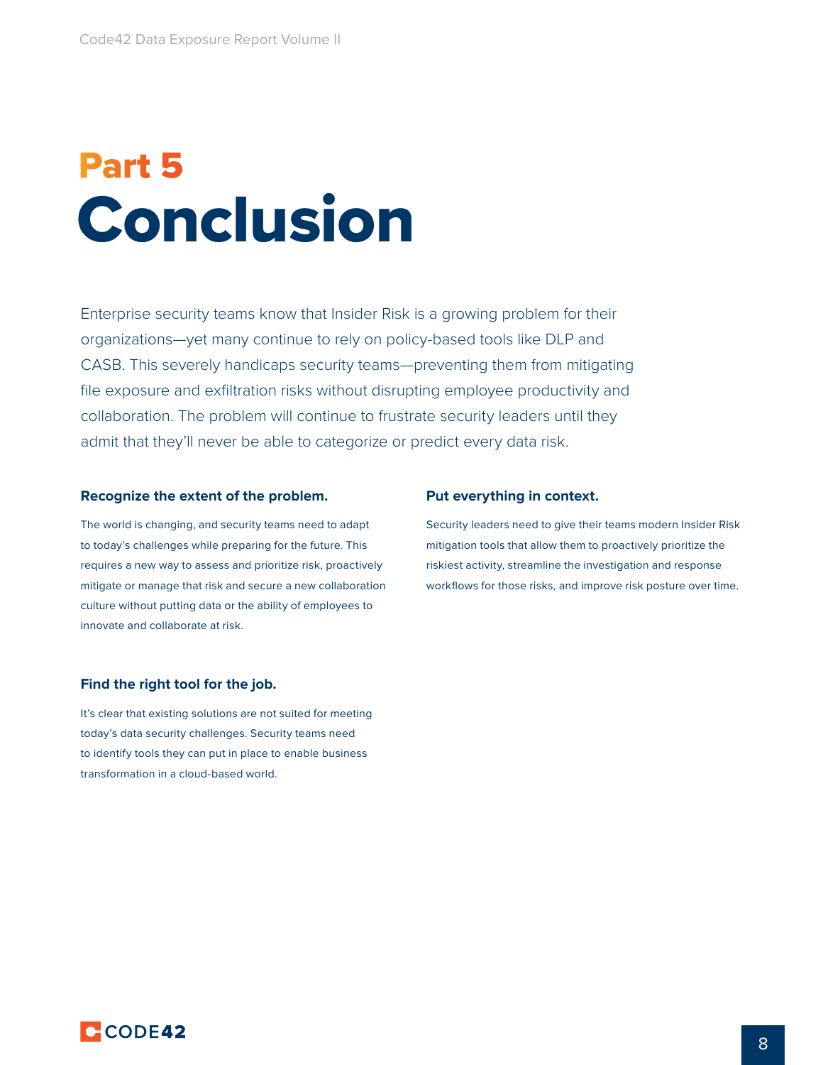# Part 5
# Conclusion

Enterprise security teams know that Insider Risk is a growing problem for their organizations—yet many continue to rely on policy-based tools like DLP and CASB. This severely handicaps security teams—preventing them from mitigating file exposure and exfiltration risks without disrupting employee productivity and collaboration. The problem will continue to frustrate security leaders until they admit that they'll never be able to categorize or predict every data risk.

### Recognize the extent of the problem.

The world is changing, and security teams need to adapt to today's challenges while preparing for the future. This requires a new way to assess and prioritize risk, proactively mitigate or manage that risk and secure a new collaboration culture without putting data or the ability of employees to innovate and collaborate at risk.

### Find the right tool for the job.

It's clear that existing solutions are not suited for meeting today's data security challenges. Security teams need to identify tools they can put in place to enable business transformation in a cloud-based world.

### Put everything in context.

Security leaders need to give their teams modern Insider Risk mitigation tools that allow them to proactively prioritize the riskiest activity, streamline the investigation and response workflows for those risks, and improve risk posture over time.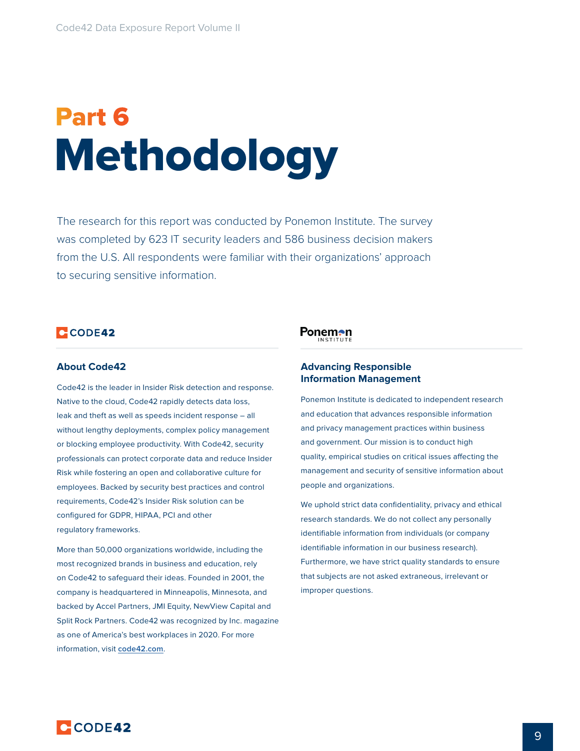## Part 6

# Methodology

The research for this report was conducted by Ponemon Institute. The survey was completed by 623 IT security leaders and 586 business decision makers from the U.S. All respondents were familiar with their organizations' approach to securing sensitive information.

CODE42

### About Code42

Code42 is the leader in Insider Risk detection and response. Native to the cloud, Code42 rapidly detects data loss, leak and theft as well as speeds incident response – all without lengthy deployments, complex policy management or blocking employee productivity. With Code42, security professionals can protect corporate data and reduce Insider Risk while fostering an open and collaborative culture for employees. Backed by security best practices and control requirements, Code42's Insider Risk solution can be configured for GDPR, HIPAA, PCI and other regulatory frameworks.

More than 50,000 organizations worldwide, including the most recognized brands in business and education, rely on Code42 to safeguard their ideas. Founded in 2001, the company is headquartered in Minneapolis, Minnesota, and backed by Accel Partners, JMI Equity, NewView Capital and Split Rock Partners. Code42 was recognized by Inc. magazine as one of America's best workplaces in 2020. For more information, visit [code42.com](https://code42.com).

Ponemon INSTITUTE

### Advancing Responsible Information Management

Ponemon Institute is dedicated to independent research and education that advances responsible information and privacy management practices within business and government. Our mission is to conduct high quality, empirical studies on critical issues affecting the management and security of sensitive information about people and organizations.

We uphold strict data confidentiality, privacy and ethical research standards. We do not collect any personally identifiable information from individuals (or company identifiable information in our business research). Furthermore, we have strict quality standards to ensure that subjects are not asked extraneous, irrelevant or improper questions.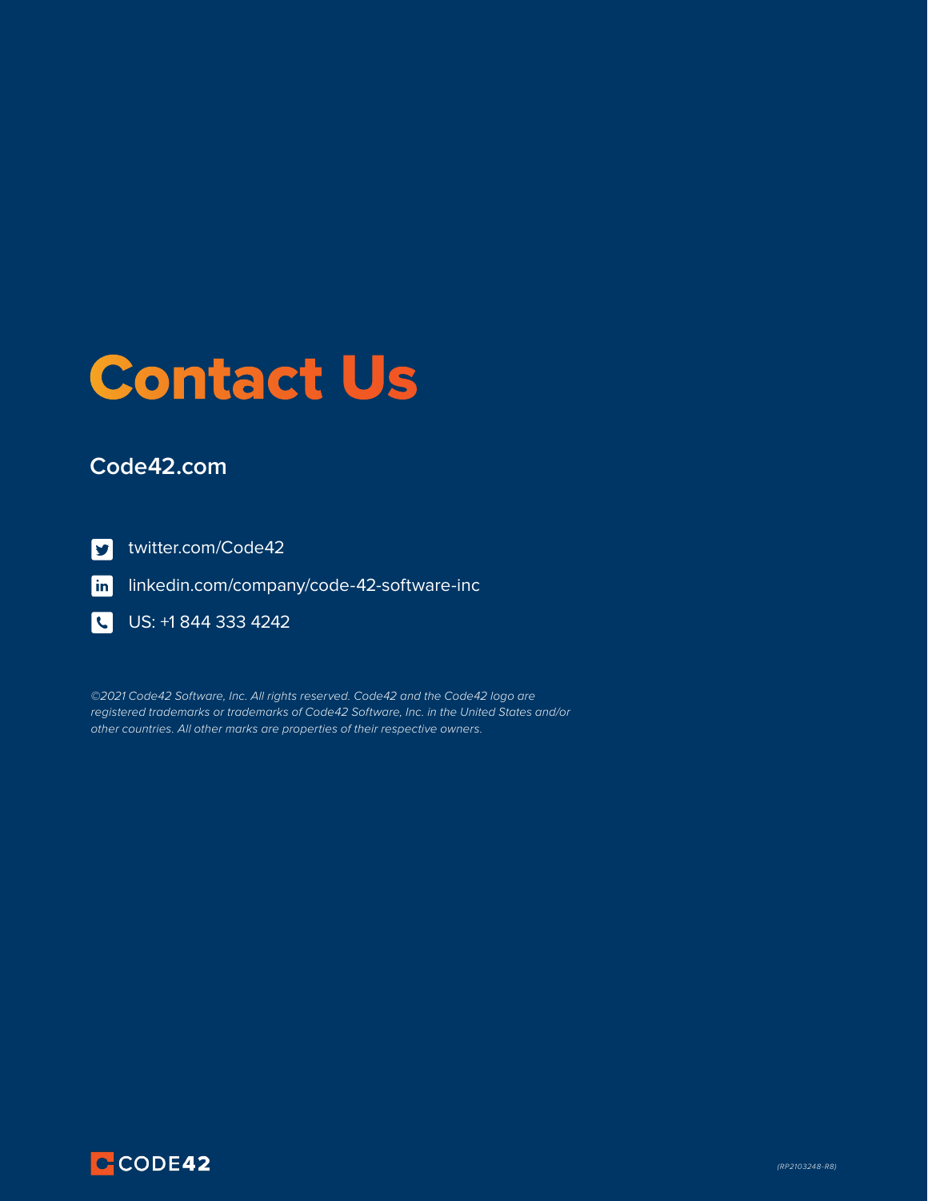# Contact Us

**Code42.com**

twitter.com/Code42

linkedin.com/company/code-42-software-inc

US: +1 844 333 4242

*©2021 Code42 Software, Inc. All rights reserved. Code42 and the Code42 logo are registered trademarks or trademarks of Code42 Software, Inc. in the United States and/or other countries. All other marks are properties of their respective owners.*

CODE42

(RP2103248-R8)